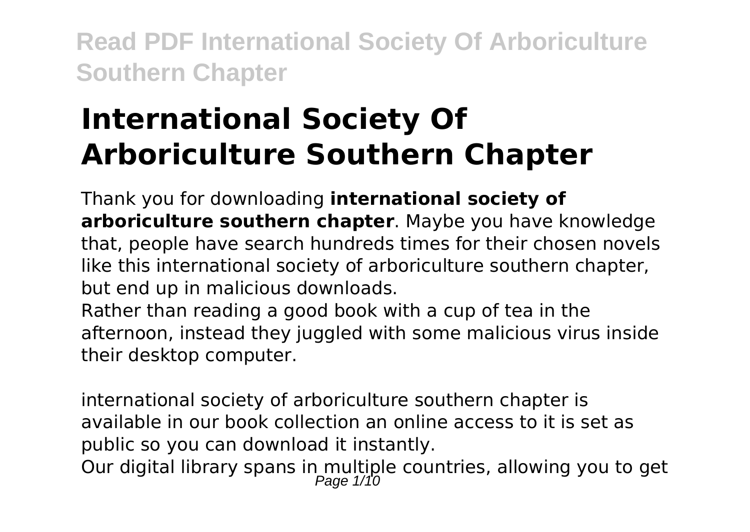# International Society Of Arboriculture Southern Chapter

Thank you for downloading **international society of arboriculture southern chapter**. Maybe you have knowledge that, people have search hundreds times for their chosen novels like this international society of arboriculture southern chapter, but end up in malicious downloads.

Rather than reading a good book with a cup of tea in the afternoon, instead they juggled with some malicious virus inside their desktop computer.

international society of arboriculture southern chapter is available in our book collection an online access to it is set as public so you can download it instantly.

Our digital library spans in multiple countries, allowing you to get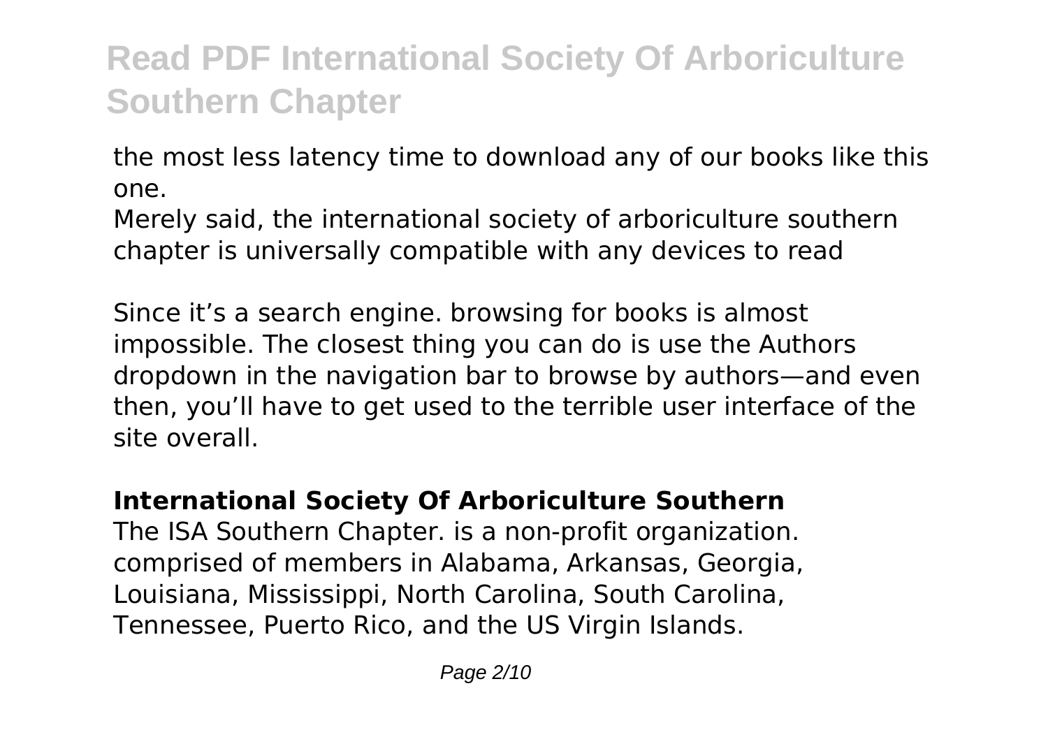the most less latency time to download any of our books like this one.

Merely said, the international society of arboriculture southern chapter is universally compatible with any devices to read

Since it's a search engine. browsing for books is almost impossible. The closest thing you can do is use the Authors dropdown in the navigation bar to browse by authors—and even then, you'll have to get used to the terrible user interface of the site overall.

**International Society Of Arboriculture Southern**

The ISA Southern Chapter. is a non-profit organization. comprised of members in Alabama, Arkansas, Georgia, Louisiana, Mississippi, North Carolina, South Carolina, Tennessee, Puerto Rico, and the US Virgin Islands.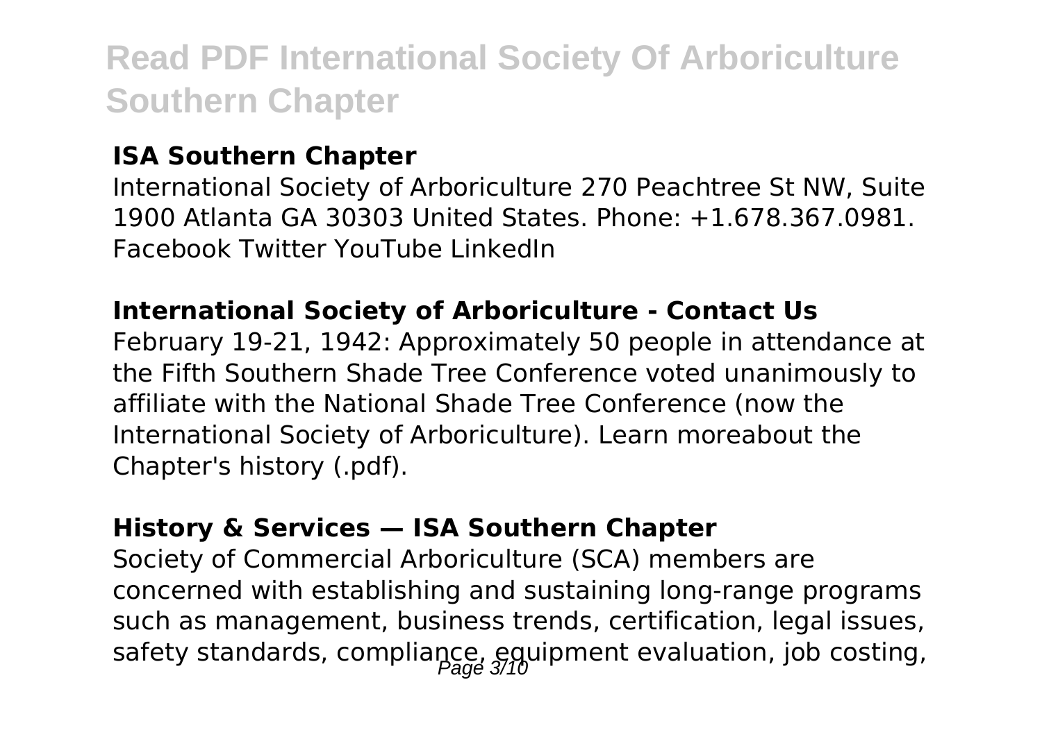### ISA Southern Chapter

International Society of Arboriculture 270 Peachtree St NW, Suite 1900 Atlanta GA 30303 United States. Phone: +1.678.367.0981. Facebook Twitter YouTube LinkedIn

### International Society of Arboriculture - Contact Us

February 19-21, 1942: Approximately 50 people in attendance at the Fifth Southern Shade Tree Conference voted unanimously to affiliate with the National Shade Tree Conference (now the International Society of Arboriculture). Learn moreabout the Chapter's history (.pdf).

### History & Services — ISA Southern Chapter

Society of Commercial Arboriculture (SCA) members are concerned with establishing and sustaining long-range programs such as management, business trends, certification, legal issues, safety standards, compliance, equipment evaluation, job costing,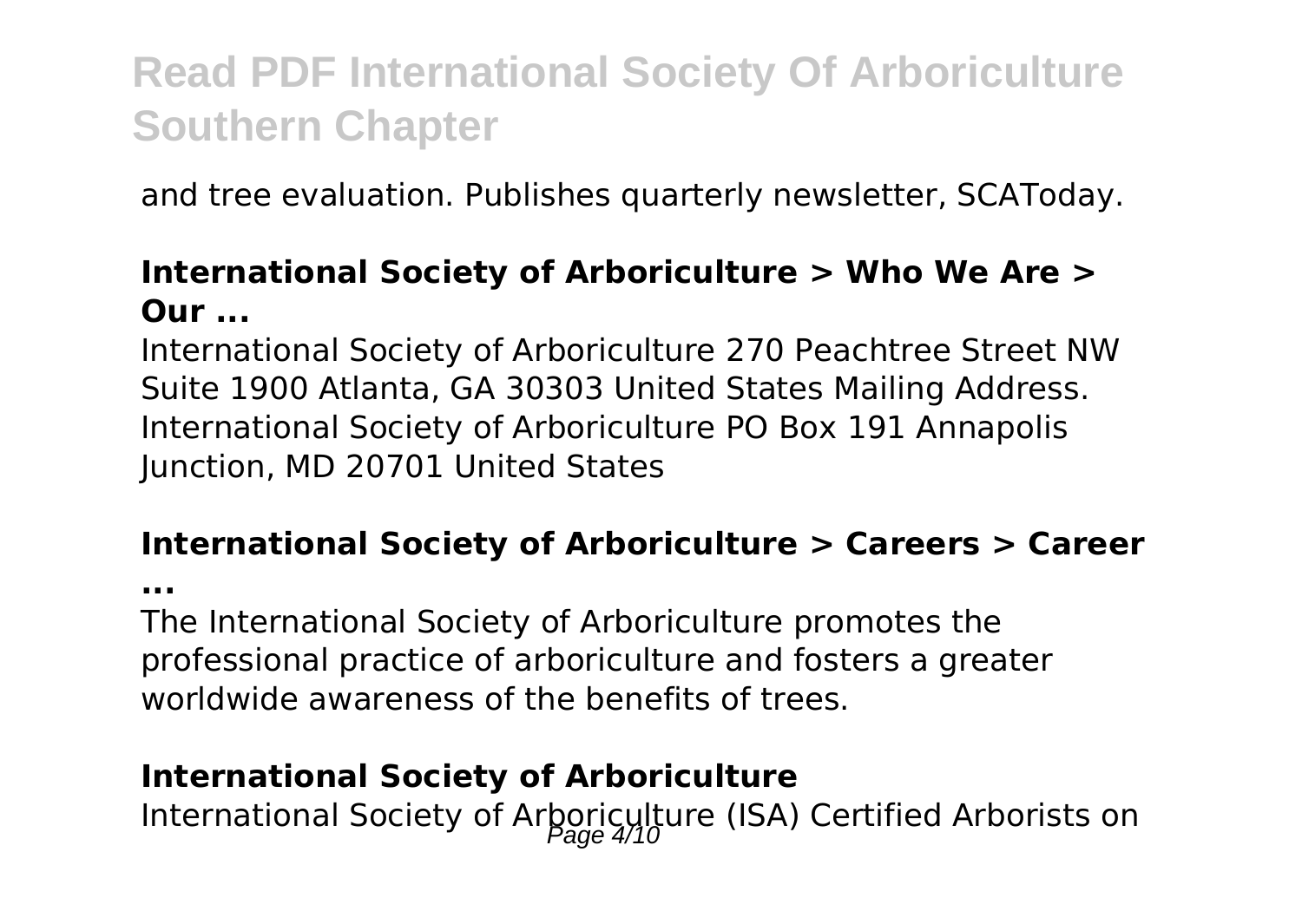and tree evaluation. Publishes quarterly newsletter, SCAToday.

### International Society of Arboriculture > Who We Are > Our ...

International Society of Arboriculture 270 Peachtree Street NW Suite 1900 Atlanta, GA 30303 United States Mailing Address. International Society of Arboriculture PO Box 191 Annapolis Junction, MD 20701 United States

### International Society of Arboriculture > Careers > Career ...

The International Society of Arboriculture promotes the professional practice of arboriculture and fosters a greater worldwide awareness of the benefits of trees.

### International Society of Arboriculture

International Society of Arboriculture (ISA) Certified Arborists on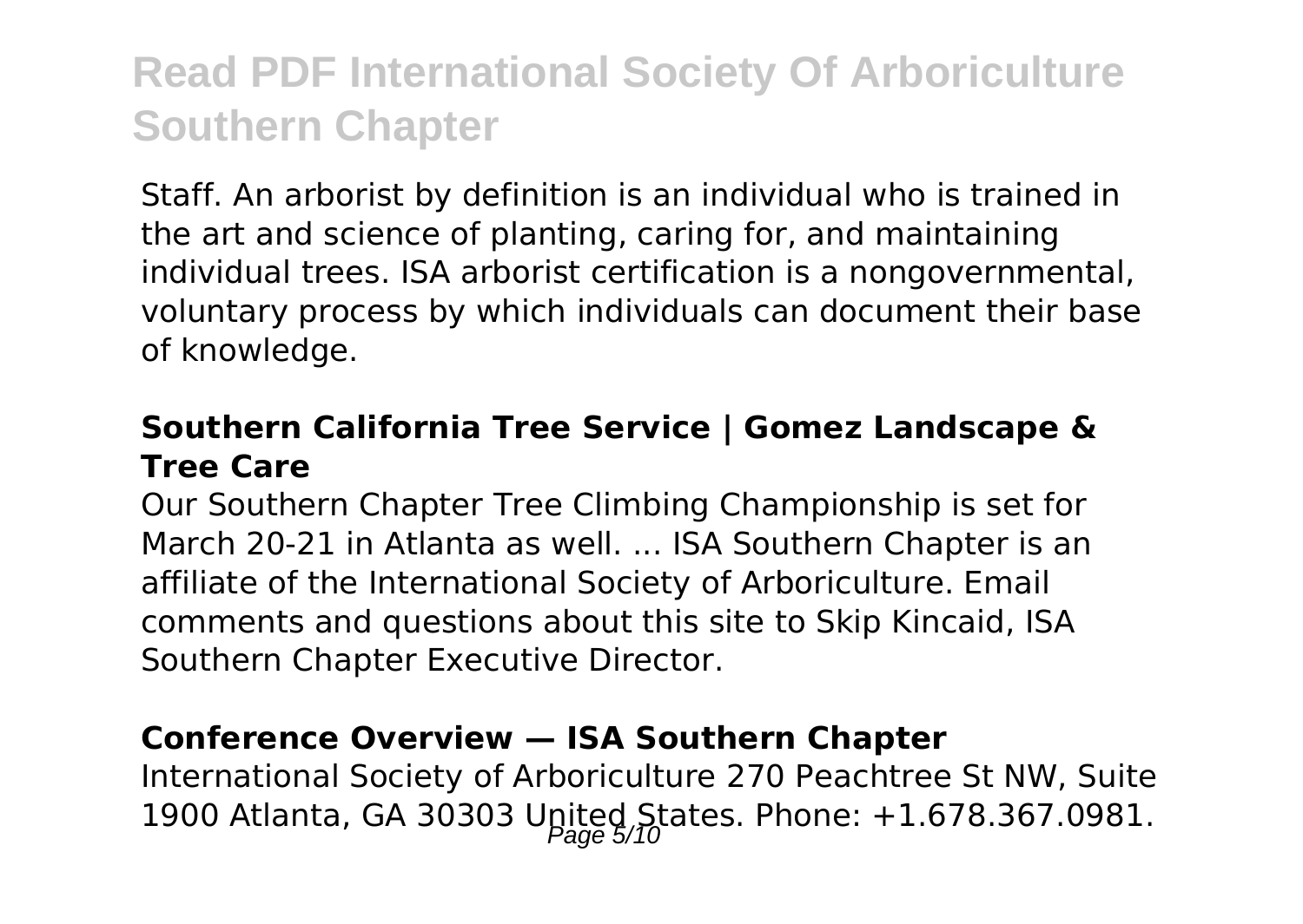Staff. An arborist by definition is an individual who is trained in the art and science of planting, caring for, and maintaining individual trees. ISA arborist certification is a nongovernmental, voluntary process by which individuals can document their base of knowledge.

### Southern California Tree Service | Gomez Landscape & Tree Care

Our Southern Chapter Tree Climbing Championship is set for March 20-21 in Atlanta as well. ... ISA Southern Chapter is an affiliate of the International Society of Arboriculture. Email comments and questions about this site to Skip Kincaid, ISA Southern Chapter Executive Director.

### Conference Overview — ISA Southern Chapter

International Society of Arboriculture 270 Peachtree St NW, Suite 1900 Atlanta, GA 30303 United States. Phone: +1.678.367.0981.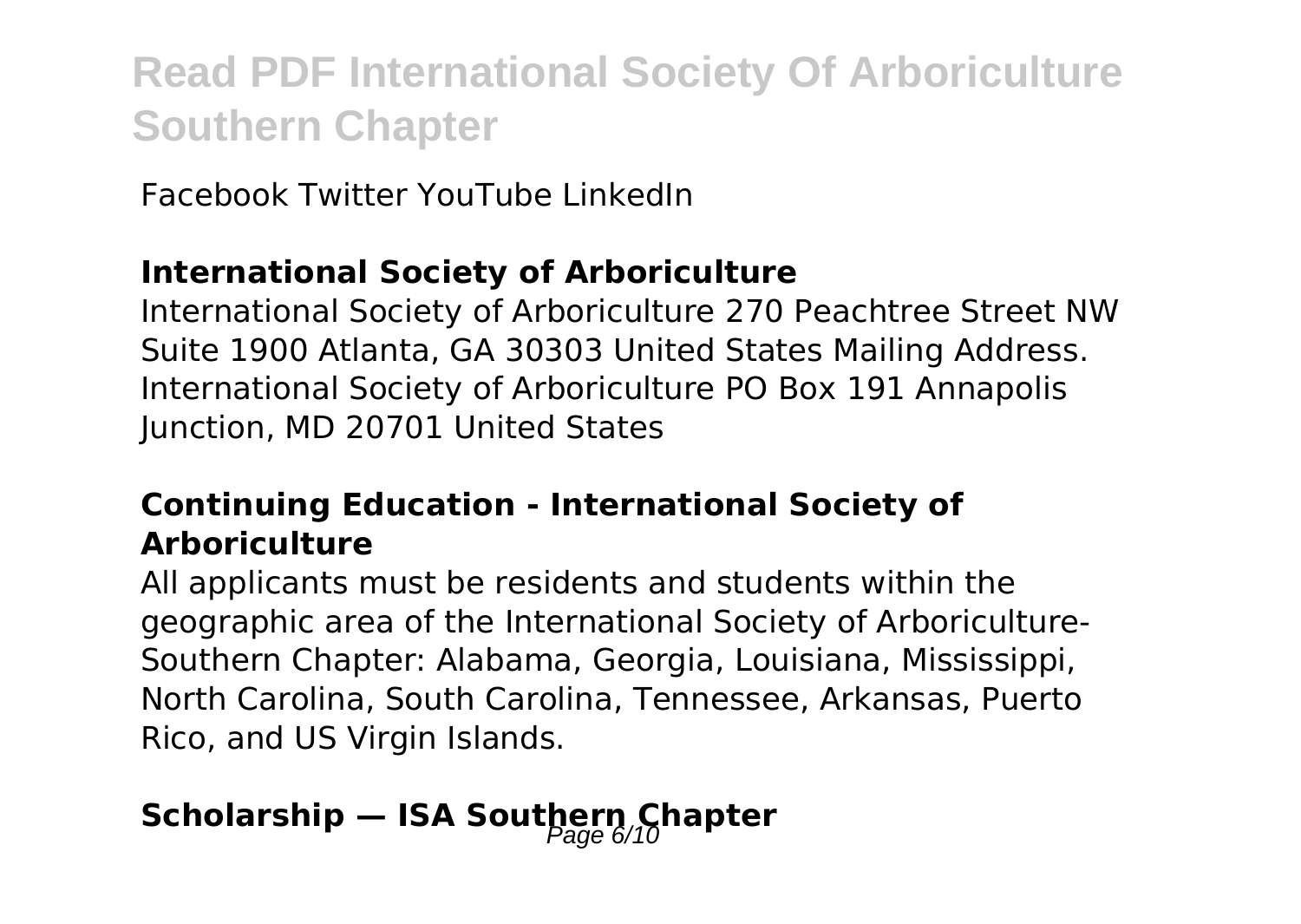Facebook Twitter YouTube LinkedIn

### International Society of Arboriculture

International Society of Arboriculture 270 Peachtree Street NW Suite 1900 Atlanta, GA 30303 United States Mailing Address. International Society of Arboriculture PO Box 191 Annapolis Junction, MD 20701 United States

### Continuing Education - International Society of Arboriculture

All applicants must be residents and students within the geographic area of the International Society of Arboriculture-Southern Chapter: Alabama, Georgia, Louisiana, Mississippi, North Carolina, South Carolina, Tennessee, Arkansas, Puerto Rico, and US Virgin Islands.

### Scholarship — ISA Southern Chapter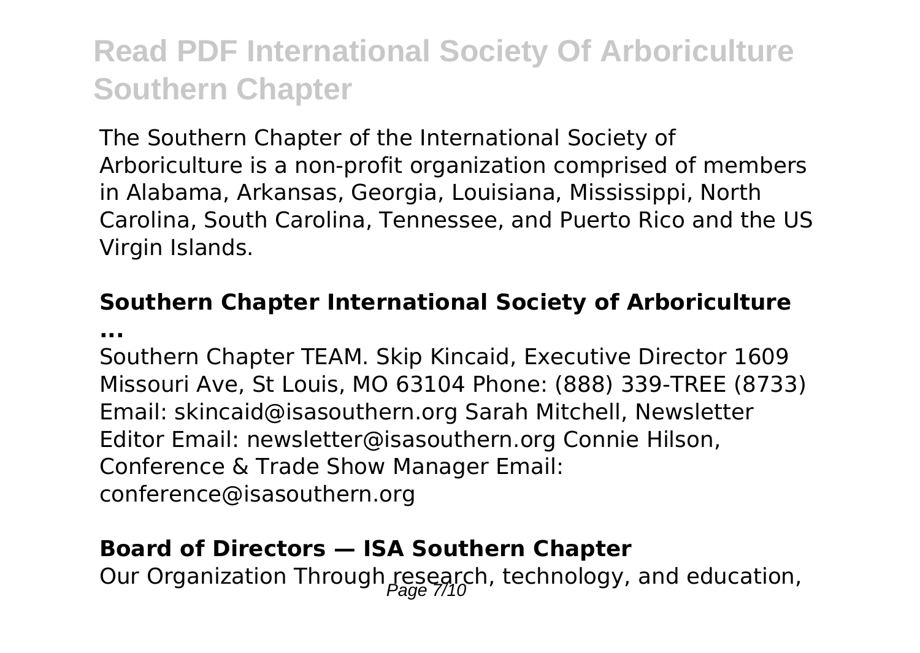The Southern Chapter of the International Society of Arboriculture is a non-profit organization comprised of members in Alabama, Arkansas, Georgia, Louisiana, Mississippi, North Carolina, South Carolina, Tennessee, and Puerto Rico and the US Virgin Islands.

**Southern Chapter International Society of Arboriculture ...**

Southern Chapter TEAM. Skip Kincaid, Executive Director 1609 Missouri Ave, St Louis, MO 63104 Phone: (888) 339-TREE (8733) Email: skincaid@isasouthern.org Sarah Mitchell, Newsletter Editor Email: newsletter@isasouthern.org Connie Hilson, Conference & Trade Show Manager Email: conference@isasouthern.org

**Board of Directors — ISA Southern Chapter**

Our Organization Through research, technology, and education,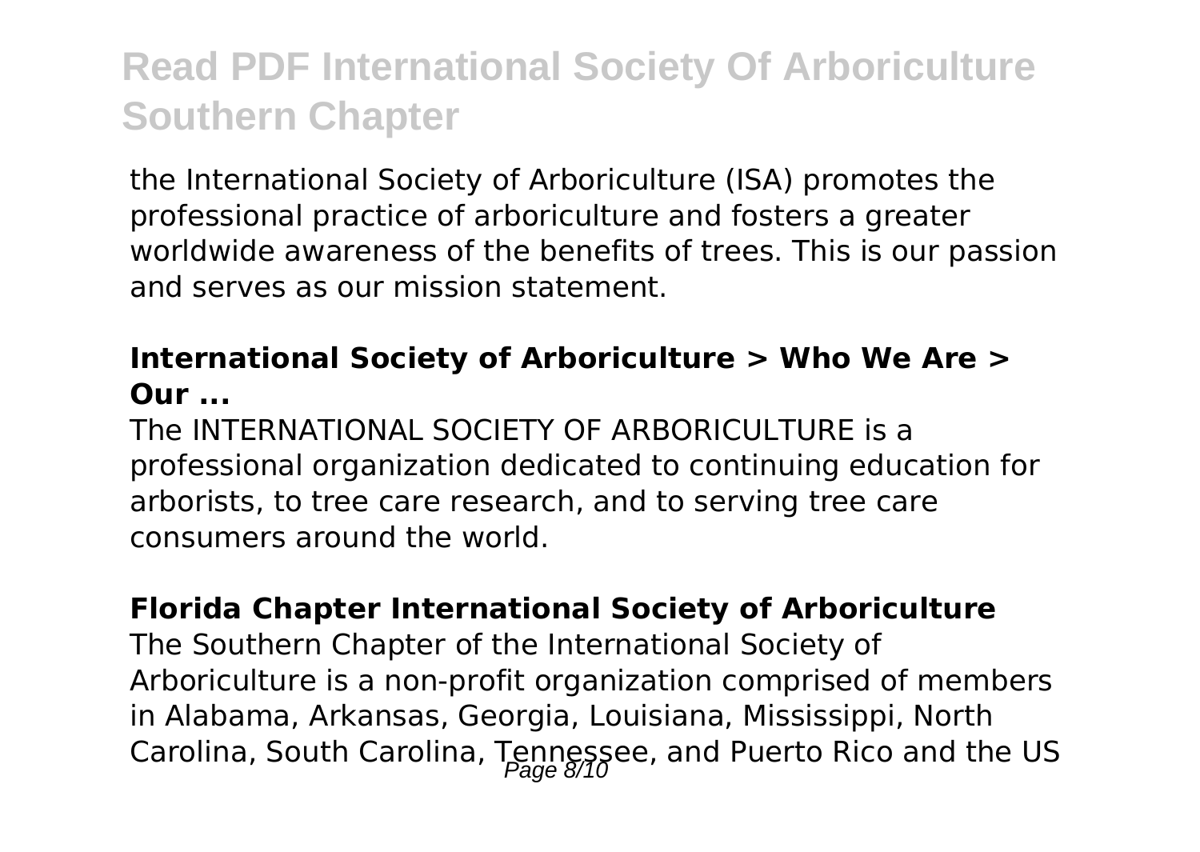the International Society of Arboriculture (ISA) promotes the professional practice of arboriculture and fosters a greater worldwide awareness of the benefits of trees. This is our passion and serves as our mission statement.

### International Society of Arboriculture > Who We Are > Our ...

The INTERNATIONAL SOCIETY OF ARBORICULTURE is a professional organization dedicated to continuing education for arborists, to tree care research, and to serving tree care consumers around the world.

### Florida Chapter International Society of Arboriculture

The Southern Chapter of the International Society of Arboriculture is a non-profit organization comprised of members in Alabama, Arkansas, Georgia, Louisiana, Mississippi, North Carolina, South Carolina, Tennessee, and Puerto Rico and the US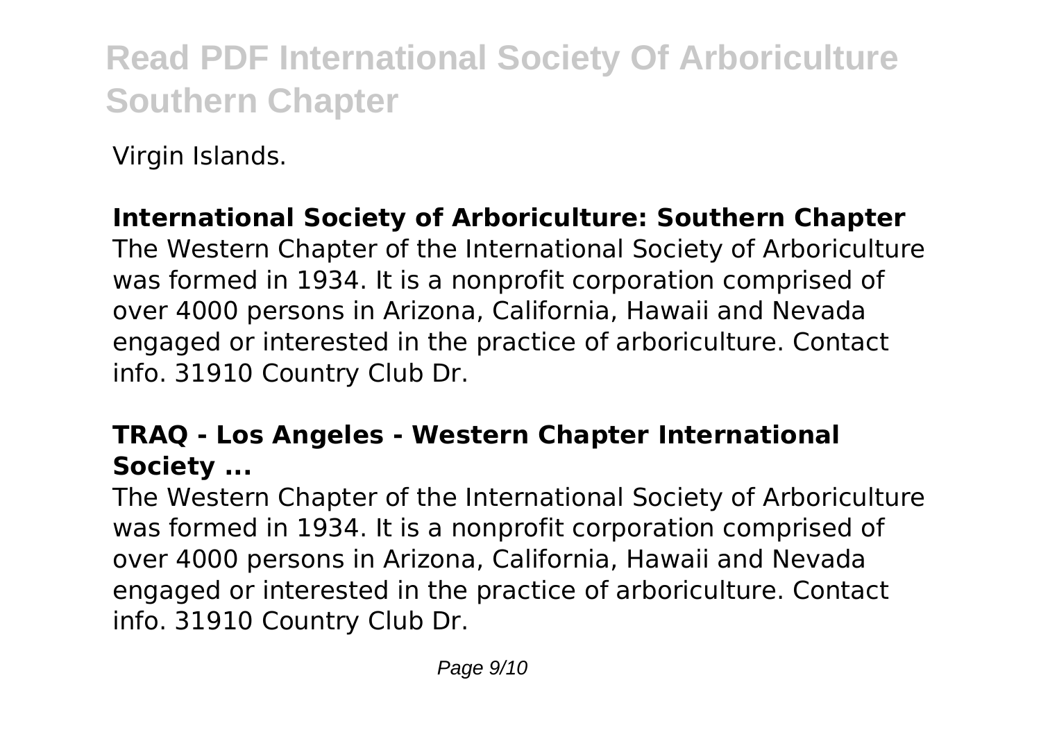Virgin Islands.

**International Society of Arboriculture: Southern Chapter**

The Western Chapter of the International Society of Arboriculture was formed in 1934. It is a nonprofit corporation comprised of over 4000 persons in Arizona, California, Hawaii and Nevada engaged or interested in the practice of arboriculture. Contact info. 31910 Country Club Dr.

**TRAQ - Los Angeles - Western Chapter International Society ...**

The Western Chapter of the International Society of Arboriculture was formed in 1934. It is a nonprofit corporation comprised of over 4000 persons in Arizona, California, Hawaii and Nevada engaged or interested in the practice of arboriculture. Contact info. 31910 Country Club Dr.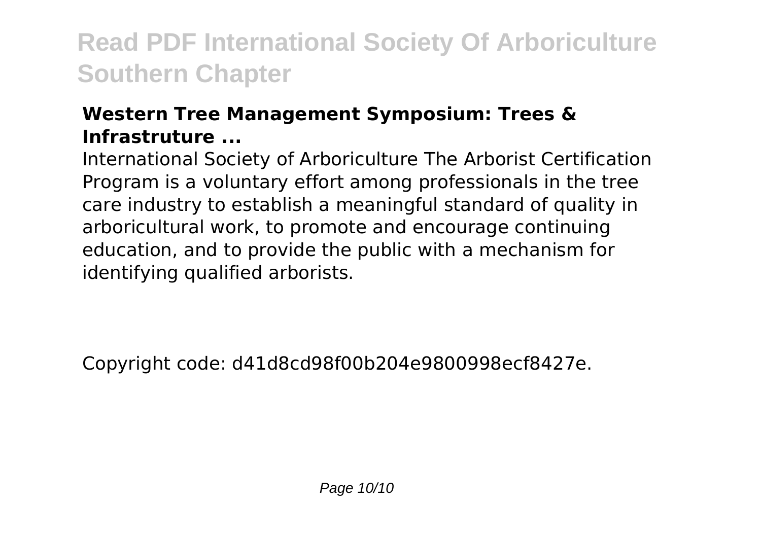### Western Tree Management Symposium: Trees & Infrastruture ...

International Society of Arboriculture The Arborist Certification Program is a voluntary effort among professionals in the tree care industry to establish a meaningful standard of quality in arboricultural work, to promote and encourage continuing education, and to provide the public with a mechanism for identifying qualified arborists.

Copyright code: d41d8cd98f00b204e9800998ecf8427e.